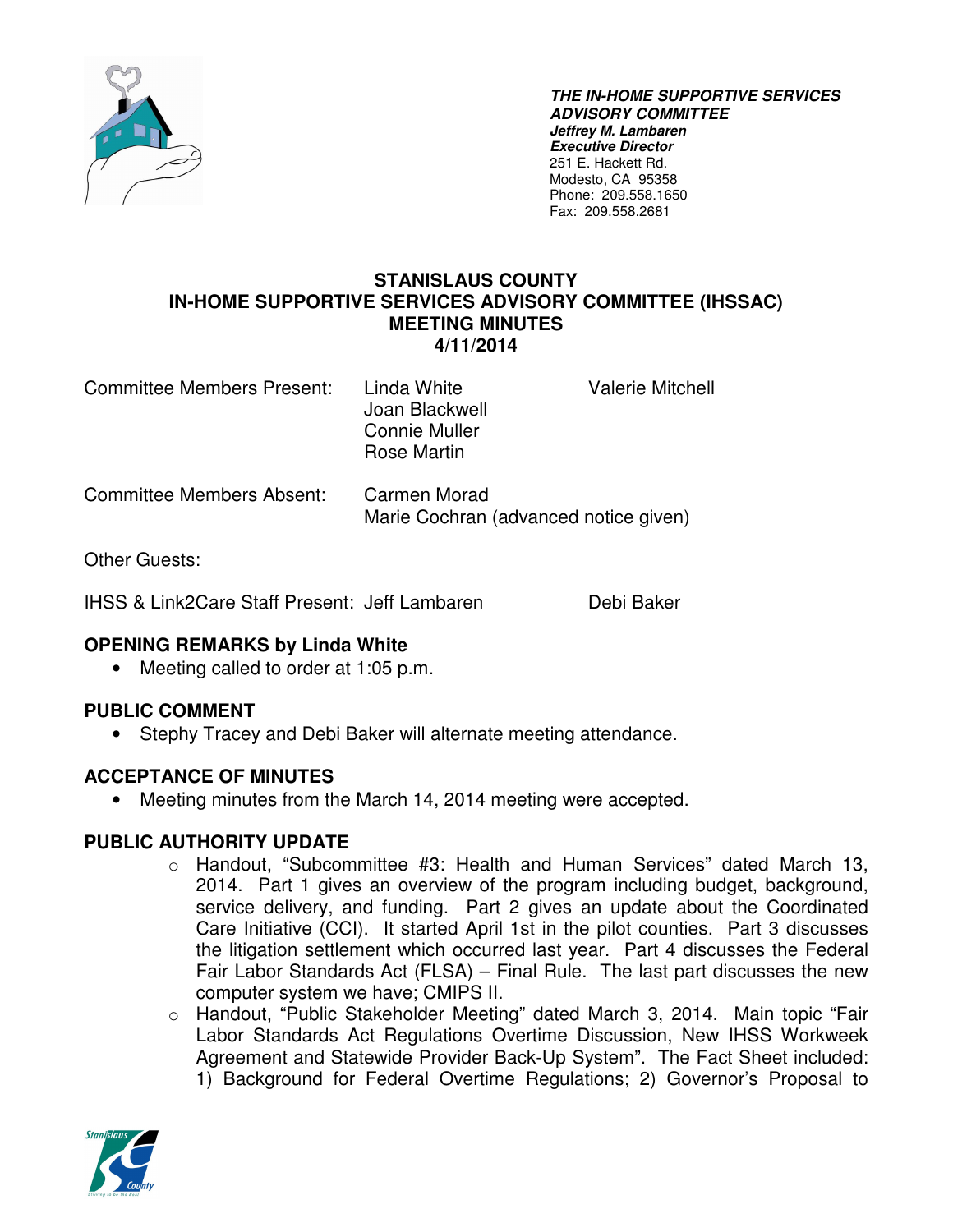***THE IN-HOME SUPPORTIVE SERVICES ADVISORY COMMITTEE***
***Jeffrey M. Lambaren***
***Executive Director***
251 E. Hackett Rd.
Modesto, CA 95358
Phone: 209.558.1650
Fax: 209.558.2681

# STANISLAUS COUNTY
# IN-HOME SUPPORTIVE SERVICES ADVISORY COMMITTEE (IHSSAC)
# MEETING MINUTES
# 4/11/2014

Committee Members Present: Linda White, Joan Blackwell, Connie Muller, Rose Martin, Valerie Mitchell

Committee Members Absent: Carmen Morad, Marie Cochran (advanced notice given)

Other Guests:

IHSS & Link2Care Staff Present: Jeff Lambaren, Debi Baker

## OPENING REMARKS by Linda White

- Meeting called to order at 1:05 p.m.

## PUBLIC COMMENT

- Stephy Tracey and Debi Baker will alternate meeting attendance.

## ACCEPTANCE OF MINUTES

- Meeting minutes from the March 14, 2014 meeting were accepted.

## PUBLIC AUTHORITY UPDATE

- Handout, "Subcommittee #3: Health and Human Services" dated March 13, 2014. Part 1 gives an overview of the program including budget, background, service delivery, and funding. Part 2 gives an update about the Coordinated Care Initiative (CCI). It started April 1st in the pilot counties. Part 3 discusses the litigation settlement which occurred last year. Part 4 discusses the Federal Fair Labor Standards Act (FLSA) – Final Rule. The last part discusses the new computer system we have; CMIPS II.
- Handout, "Public Stakeholder Meeting" dated March 3, 2014. Main topic "Fair Labor Standards Act Regulations Overtime Discussion, New IHSS Workweek Agreement and Statewide Provider Back-Up System". The Fact Sheet included: 1) Background for Federal Overtime Regulations; 2) Governor's Proposal to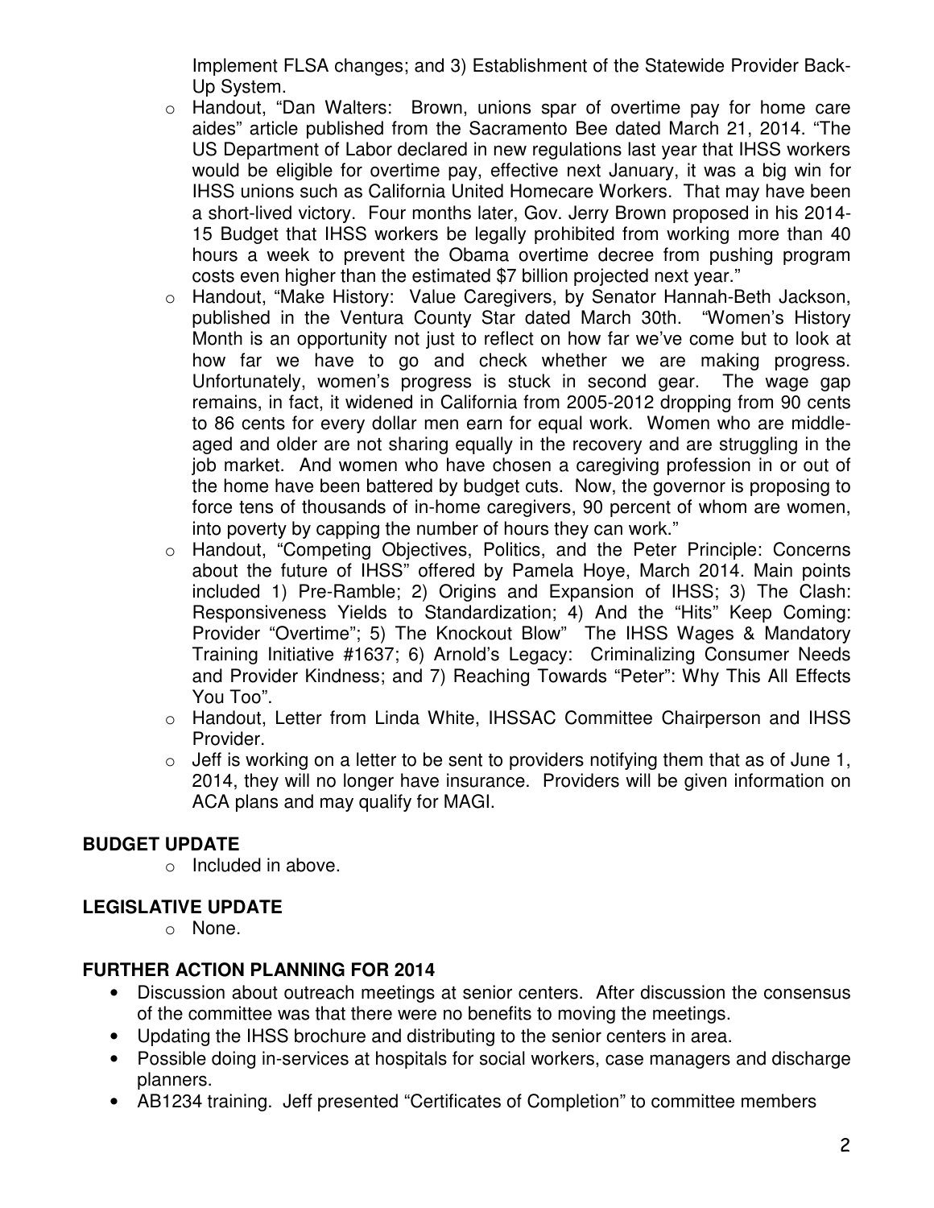Implement FLSA changes; and 3) Establishment of the Statewide Provider Back-Up System.

- Handout, "Dan Walters: Brown, unions spar of overtime pay for home care aides" article published from the Sacramento Bee dated March 21, 2014. "The US Department of Labor declared in new regulations last year that IHSS workers would be eligible for overtime pay, effective next January, it was a big win for IHSS unions such as California United Homecare Workers. That may have been a short-lived victory. Four months later, Gov. Jerry Brown proposed in his 2014-15 Budget that IHSS workers be legally prohibited from working more than 40 hours a week to prevent the Obama overtime decree from pushing program costs even higher than the estimated $7 billion projected next year."
- Handout, "Make History: Value Caregivers, by Senator Hannah-Beth Jackson, published in the Ventura County Star dated March 30th. "Women's History Month is an opportunity not just to reflect on how far we've come but to look at how far we have to go and check whether we are making progress. Unfortunately, women's progress is stuck in second gear. The wage gap remains, in fact, it widened in California from 2005-2012 dropping from 90 cents to 86 cents for every dollar men earn for equal work. Women who are middle-aged and older are not sharing equally in the recovery and are struggling in the job market. And women who have chosen a caregiving profession in or out of the home have been battered by budget cuts. Now, the governor is proposing to force tens of thousands of in-home caregivers, 90 percent of whom are women, into poverty by capping the number of hours they can work."
- Handout, "Competing Objectives, Politics, and the Peter Principle: Concerns about the future of IHSS" offered by Pamela Hoye, March 2014. Main points included 1) Pre-Ramble; 2) Origins and Expansion of IHSS; 3) The Clash: Responsiveness Yields to Standardization; 4) And the "Hits" Keep Coming: Provider "Overtime"; 5) The Knockout Blow" The IHSS Wages & Mandatory Training Initiative #1637; 6) Arnold's Legacy: Criminalizing Consumer Needs and Provider Kindness; and 7) Reaching Towards "Peter": Why This All Effects You Too".
- Handout, Letter from Linda White, IHSSAC Committee Chairperson and IHSS Provider.
- Jeff is working on a letter to be sent to providers notifying them that as of June 1, 2014, they will no longer have insurance. Providers will be given information on ACA plans and may qualify for MAGI.

**BUDGET UPDATE**

- Included in above.

**LEGISLATIVE UPDATE**

- None.

**FURTHER ACTION PLANNING FOR 2014**

- Discussion about outreach meetings at senior centers. After discussion the consensus of the committee was that there were no benefits to moving the meetings.
- Updating the IHSS brochure and distributing to the senior centers in area.
- Possible doing in-services at hospitals for social workers, case managers and discharge planners.
- AB1234 training. Jeff presented "Certificates of Completion" to committee members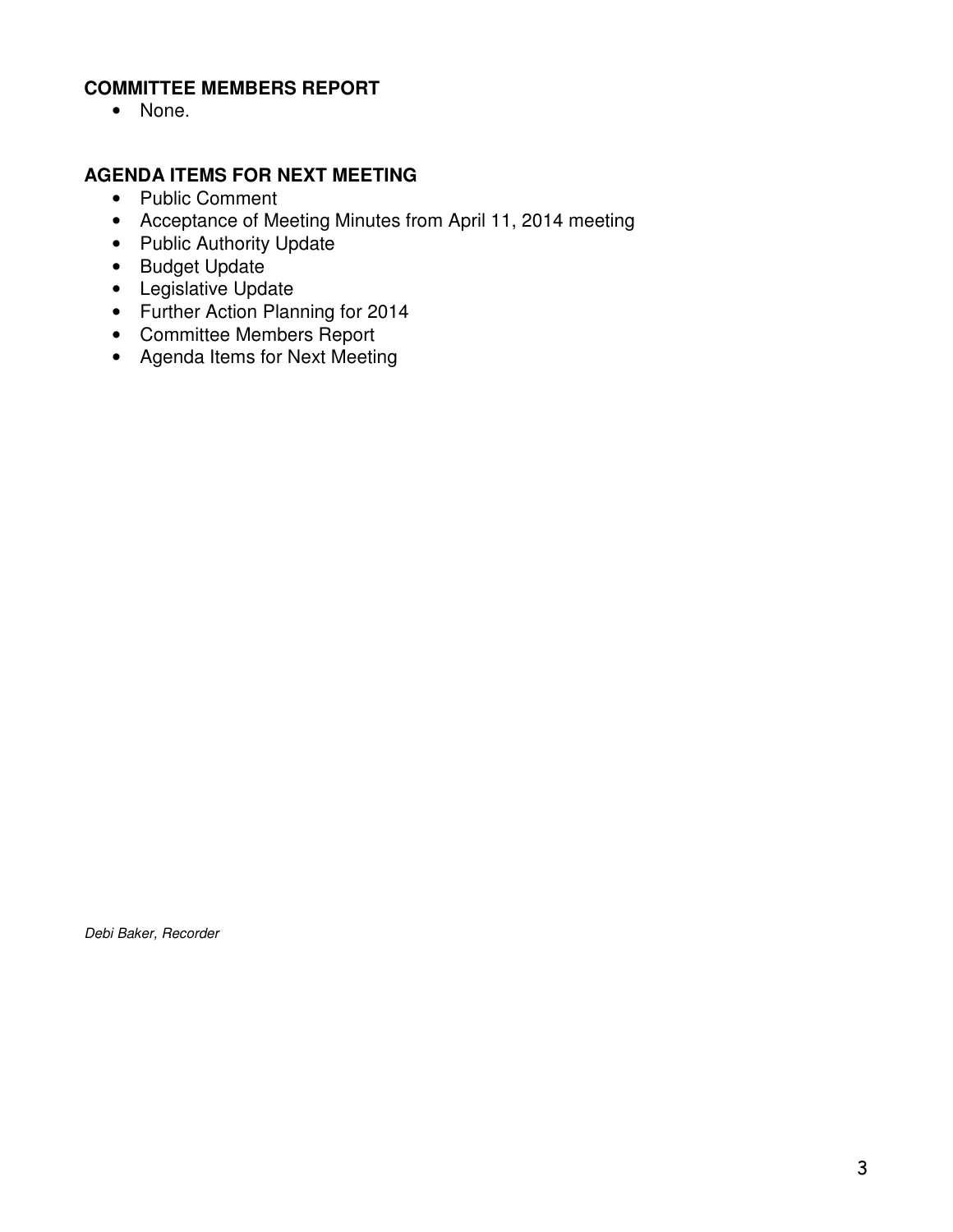**COMMITTEE MEMBERS REPORT**

- None.

**AGENDA ITEMS FOR NEXT MEETING**

- Public Comment
- Acceptance of Meeting Minutes from April 11, 2014 meeting
- Public Authority Update
- Budget Update
- Legislative Update
- Further Action Planning for 2014
- Committee Members Report
- Agenda Items for Next Meeting

*Debi Baker, Recorder*